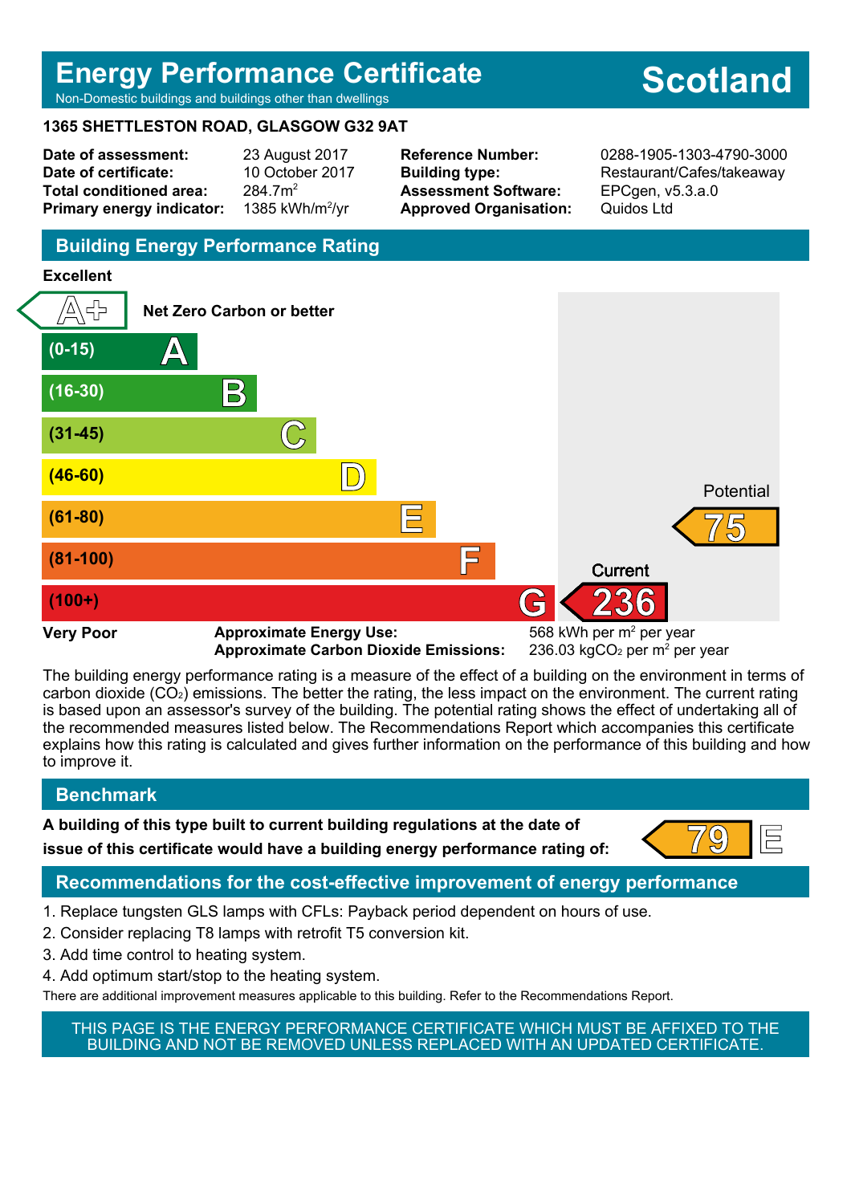# Energy Performance Certificate

Non-Domestic buildings and buildings other than dwellings

**Scotland**

**1365 SHETTLESTON ROAD, GLASGOW G32 9AT**

| | | | |
|---|---|---|---|
| **Date of assessment:** | 23 August 2017 | **Reference Number:** | 0288-1905-1303-4790-3000 |
| **Date of certificate:** | 10 October 2017 | **Building type:** | Restaurant/Cafes/takeaway |
| **Total conditioned area:** | 284.7m$^2$ | **Assessment Software:** | EPCgen, v5.3.a.0 |
| **Primary energy indicator:** | 1385 kWh/m$^2$/yr | **Approved Organisation:** | Quidos Ltd |

## Building Energy Performance Rating

**Excellent**

| Rating | Band |
|---|---|
| A+ | Net Zero Carbon or better |
| A | (0-15) |
| B | (16-30) |
| C | (31-45) |
| D | (46-60) |
| E | (61-80) |
| F | (81-100) |
| G | (100+) |

**Very Poor**

Current: 236 (G)

Potential: 75 (E)

**Approximate Energy Use:** 568 kWh per m$^2$ per year

**Approximate Carbon Dioxide Emissions:** 236.03 kg$CO_2$ per m$^2$ per year

The building energy performance rating is a measure of the effect of a building on the environment in terms of carbon dioxide ($CO_2$) emissions. The better the rating, the less impact on the environment. The current rating is based upon an assessor's survey of the building. The potential rating shows the effect of undertaking all of the recommended measures listed below. The Recommendations Report which accompanies this certificate explains how this rating is calculated and gives further information on the performance of this building and how to improve it.

## Benchmark

**A building of this type built to current building regulations at the date of issue of this certificate would have a building energy performance rating of:** 79 E

## Recommendations for the cost-effective improvement of energy performance

1. Replace tungsten GLS lamps with CFLs: Payback period dependent on hours of use.
2. Consider replacing T8 lamps with retrofit T5 conversion kit.
3. Add time control to heating system.
4. Add optimum start/stop to the heating system.

There are additional improvement measures applicable to this building. Refer to the Recommendations Report.

THIS PAGE IS THE ENERGY PERFORMANCE CERTIFICATE WHICH MUST BE AFFIXED TO THE BUILDING AND NOT BE REMOVED UNLESS REPLACED WITH AN UPDATED CERTIFICATE.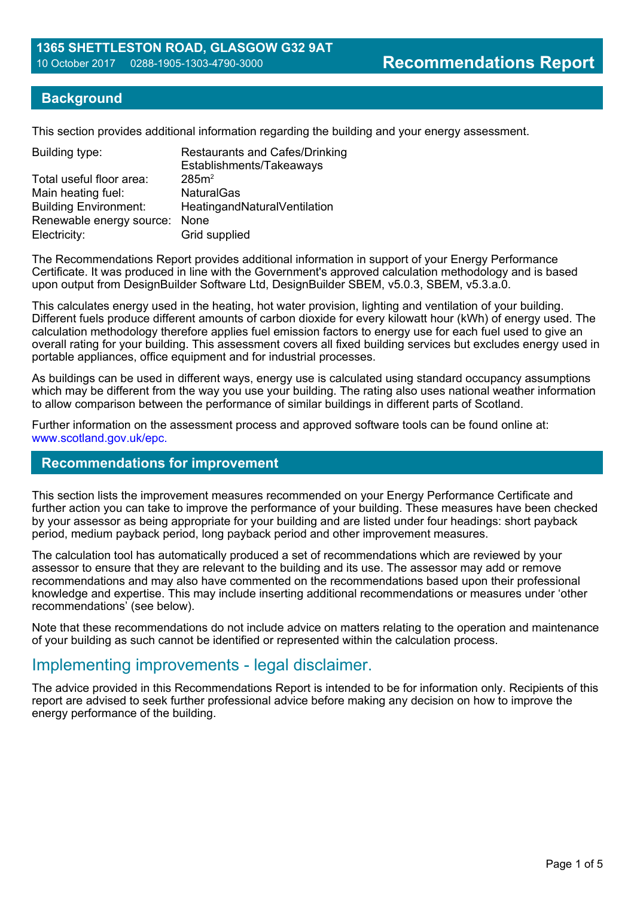**1365 SHETTLESTON ROAD, GLASGOW G32 9AT**
10 October 2017    0288-1905-1303-4790-3000

# Recommendations Report

## Background

This section provides additional information regarding the building and your energy assessment.

| | |
|---|---|
| Building type: | Restaurants and Cafes/Drinking Establishments/Takeaways |
| Total useful floor area: | 285m$^2$ |
| Main heating fuel: | NaturalGas |
| Building Environment: | HeatingandNaturalVentilation |
| Renewable energy source: | None |
| Electricity: | Grid supplied |

The Recommendations Report provides additional information in support of your Energy Performance Certificate. It was produced in line with the Government's approved calculation methodology and is based upon output from DesignBuilder Software Ltd, DesignBuilder SBEM, v5.0.3, SBEM, v5.3.a.0.

This calculates energy used in the heating, hot water provision, lighting and ventilation of your building. Different fuels produce different amounts of carbon dioxide for every kilowatt hour (kWh) of energy used. The calculation methodology therefore applies fuel emission factors to energy use for each fuel used to give an overall rating for your building. This assessment covers all fixed building services but excludes energy used in portable appliances, office equipment and for industrial processes.

As buildings can be used in different ways, energy use is calculated using standard occupancy assumptions which may be different from the way you use your building. The rating also uses national weather information to allow comparison between the performance of similar buildings in different parts of Scotland.

Further information on the assessment process and approved software tools can be found online at: www.scotland.gov.uk/epc.

## Recommendations for improvement

This section lists the improvement measures recommended on your Energy Performance Certificate and further action you can take to improve the performance of your building. These measures have been checked by your assessor as being appropriate for your building and are listed under four headings: short payback period, medium payback period, long payback period and other improvement measures.

The calculation tool has automatically produced a set of recommendations which are reviewed by your assessor to ensure that they are relevant to the building and its use. The assessor may add or remove recommendations and may also have commented on the recommendations based upon their professional knowledge and expertise. This may include inserting additional recommendations or measures under 'other recommendations' (see below).

Note that these recommendations do not include advice on matters relating to the operation and maintenance of your building as such cannot be identified or represented within the calculation process.

## Implementing improvements - legal disclaimer.

The advice provided in this Recommendations Report is intended to be for information only. Recipients of this report are advised to seek further professional advice before making any decision on how to improve the energy performance of the building.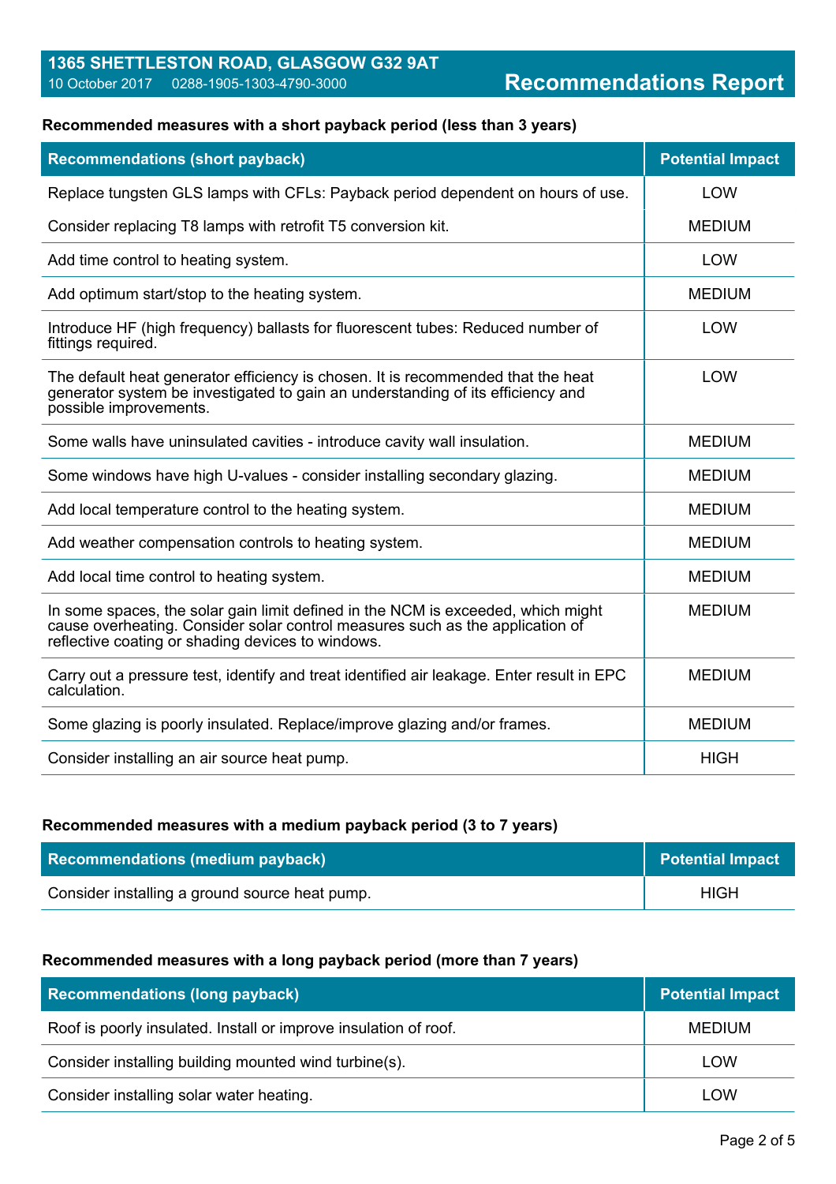1365 SHETTLESTON ROAD, GLASGOW G32 9AT
10 October 2017 0288-1905-1303-4790-3000

# Recommendations Report

**Recommended measures with a short payback period (less than 3 years)**

| Recommendations (short payback) | Potential Impact |
|---|---|
| Replace tungsten GLS lamps with CFLs: Payback period dependent on hours of use. | LOW |
| Consider replacing T8 lamps with retrofit T5 conversion kit. | MEDIUM |
| Add time control to heating system. | LOW |
| Add optimum start/stop to the heating system. | MEDIUM |
| Introduce HF (high frequency) ballasts for fluorescent tubes: Reduced number of fittings required. | LOW |
| The default heat generator efficiency is chosen. It is recommended that the heat generator system be investigated to gain an understanding of its efficiency and possible improvements. | LOW |
| Some walls have uninsulated cavities - introduce cavity wall insulation. | MEDIUM |
| Some windows have high U-values - consider installing secondary glazing. | MEDIUM |
| Add local temperature control to the heating system. | MEDIUM |
| Add weather compensation controls to heating system. | MEDIUM |
| Add local time control to heating system. | MEDIUM |
| In some spaces, the solar gain limit defined in the NCM is exceeded, which might cause overheating. Consider solar control measures such as the application of reflective coating or shading devices to windows. | MEDIUM |
| Carry out a pressure test, identify and treat identified air leakage. Enter result in EPC calculation. | MEDIUM |
| Some glazing is poorly insulated. Replace/improve glazing and/or frames. | MEDIUM |
| Consider installing an air source heat pump. | HIGH |

**Recommended measures with a medium payback period (3 to 7 years)**

| Recommendations (medium payback) | Potential Impact |
|---|---|
| Consider installing a ground source heat pump. | HIGH |

**Recommended measures with a long payback period (more than 7 years)**

| Recommendations (long payback) | Potential Impact |
|---|---|
| Roof is poorly insulated. Install or improve insulation of roof. | MEDIUM |
| Consider installing building mounted wind turbine(s). | LOW |
| Consider installing solar water heating. | LOW |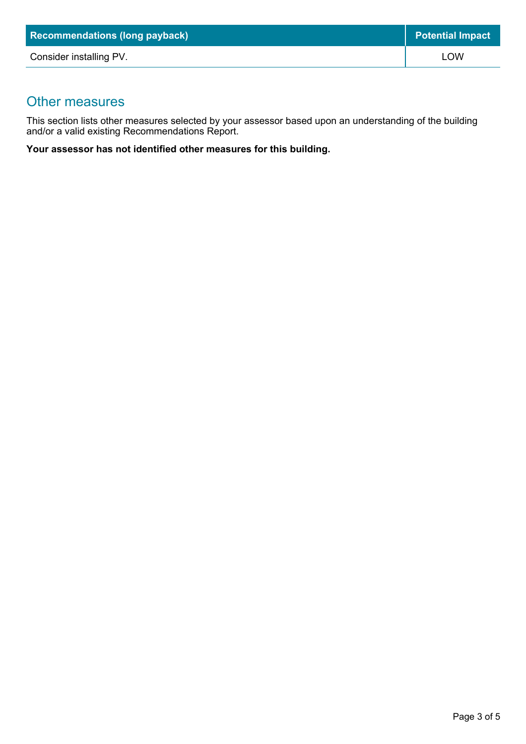| Recommendations (long payback) | Potential Impact |
| --- | --- |
| Consider installing PV. | LOW |

## Other measures

This section lists other measures selected by your assessor based upon an understanding of the building and/or a valid existing Recommendations Report.

**Your assessor has not identified other measures for this building.**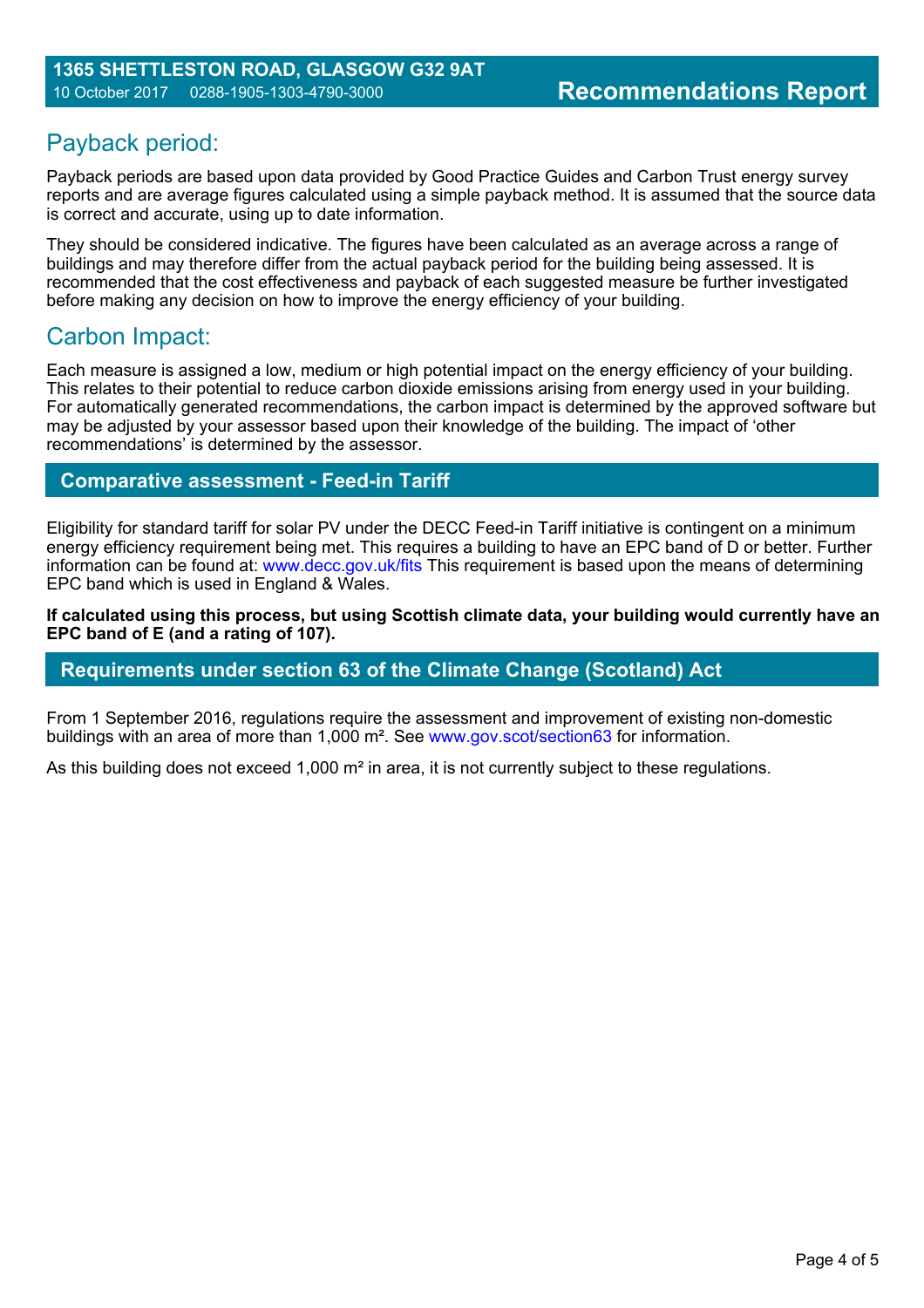## Payback period:

Payback periods are based upon data provided by Good Practice Guides and Carbon Trust energy survey reports and are average figures calculated using a simple payback method. It is assumed that the source data is correct and accurate, using up to date information.

They should be considered indicative. The figures have been calculated as an average across a range of buildings and may therefore differ from the actual payback period for the building being assessed. It is recommended that the cost effectiveness and payback of each suggested measure be further investigated before making any decision on how to improve the energy efficiency of your building.

## Carbon Impact:

Each measure is assigned a low, medium or high potential impact on the energy efficiency of your building. This relates to their potential to reduce carbon dioxide emissions arising from energy used in your building. For automatically generated recommendations, the carbon impact is determined by the approved software but may be adjusted by your assessor based upon their knowledge of the building. The impact of 'other recommendations' is determined by the assessor.

## Comparative assessment - Feed-in Tariff

Eligibility for standard tariff for solar PV under the DECC Feed-in Tariff initiative is contingent on a minimum energy efficiency requirement being met. This requires a building to have an EPC band of D or better. Further information can be found at: www.decc.gov.uk/fits This requirement is based upon the means of determining EPC band which is used in England & Wales.

**If calculated using this process, but using Scottish climate data, your building would currently have an EPC band of E (and a rating of 107).**

## Requirements under section 63 of the Climate Change (Scotland) Act

From 1 September 2016, regulations require the assessment and improvement of existing non-domestic buildings with an area of more than 1,000 m². See www.gov.scot/section63 for information.

As this building does not exceed 1,000 m² in area, it is not currently subject to these regulations.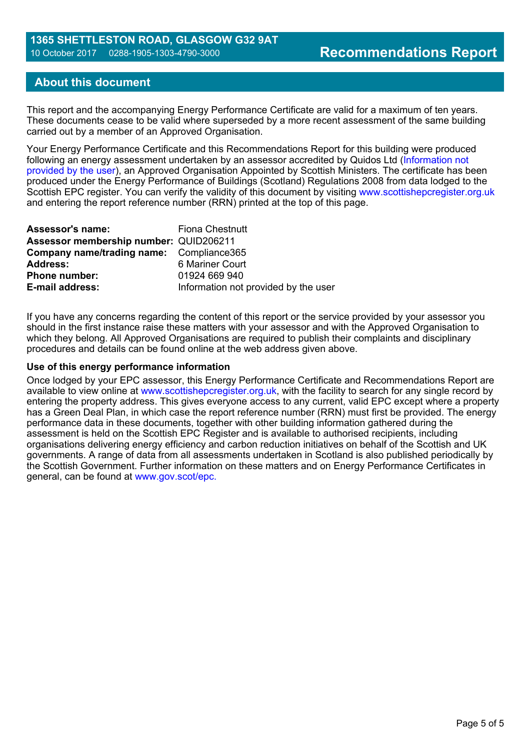## About this document

This report and the accompanying Energy Performance Certificate are valid for a maximum of ten years. These documents cease to be valid where superseded by a more recent assessment of the same building carried out by a member of an Approved Organisation.

Your Energy Performance Certificate and this Recommendations Report for this building were produced following an energy assessment undertaken by an assessor accredited by Quidos Ltd (Information not provided by the user), an Approved Organisation Appointed by Scottish Ministers. The certificate has been produced under the Energy Performance of Buildings (Scotland) Regulations 2008 from data lodged to the Scottish EPC register. You can verify the validity of this document by visiting www.scottishepcregister.org.uk and entering the report reference number (RRN) printed at the top of this page.

| | |
|---|---|
| **Assessor's name:** | Fiona Chestnutt |
| **Assessor membership number:** | QUID206211 |
| **Company name/trading name:** | Compliance365 |
| **Address:** | 6 Mariner Court |
| **Phone number:** | 01924 669 940 |
| **E-mail address:** | Information not provided by the user |

If you have any concerns regarding the content of this report or the service provided by your assessor you should in the first instance raise these matters with your assessor and with the Approved Organisation to which they belong. All Approved Organisations are required to publish their complaints and disciplinary procedures and details can be found online at the web address given above.

### Use of this energy performance information

Once lodged by your EPC assessor, this Energy Performance Certificate and Recommendations Report are available to view online at www.scottishepcregister.org.uk, with the facility to search for any single record by entering the property address. This gives everyone access to any current, valid EPC except where a property has a Green Deal Plan, in which case the report reference number (RRN) must first be provided. The energy performance data in these documents, together with other building information gathered during the assessment is held on the Scottish EPC Register and is available to authorised recipients, including organisations delivering energy efficiency and carbon reduction initiatives on behalf of the Scottish and UK governments. A range of data from all assessments undertaken in Scotland is also published periodically by the Scottish Government. Further information on these matters and on Energy Performance Certificates in general, can be found at www.gov.scot/epc.